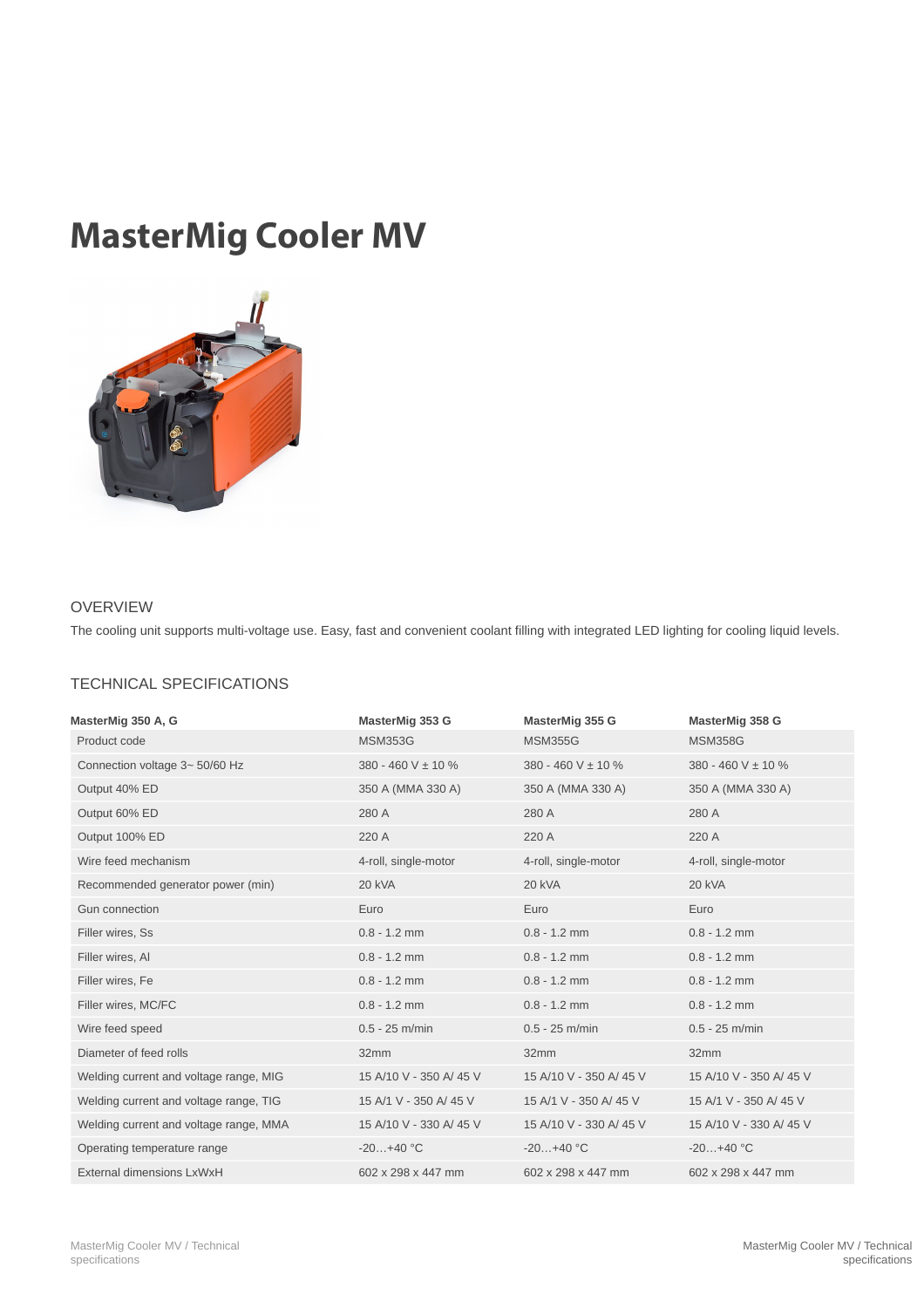# MasterMig Cooler MV

## OVERVIEW

The cooling unit supports multi-voltage use. Easy, fast and convenient coolant filling with integrated LED lighting for cooling liquid levels.

## TECHNICAL SPECIFICATIONS

| MasterMig 350 A, G | MasterMig 353 G | MasterMig 355 G | MasterMig 358 G |
|---|---|---|---|
| Product code | MSM353G | MSM355G | MSM358G |
| Connection voltage 3~ 50/60 Hz | 380 - 460 V ± 10 % | 380 - 460 V ± 10 % | 380 - 460 V ± 10 % |
| Output 40% ED | 350 A (MMA 330 A) | 350 A (MMA 330 A) | 350 A (MMA 330 A) |
| Output 60% ED | 280 A | 280 A | 280 A |
| Output 100% ED | 220 A | 220 A | 220 A |
| Wire feed mechanism | 4-roll, single-motor | 4-roll, single-motor | 4-roll, single-motor |
| Recommended generator power (min) | 20 kVA | 20 kVA | 20 kVA |
| Gun connection | Euro | Euro | Euro |
| Filler wires, Ss | 0.8 - 1.2 mm | 0.8 - 1.2 mm | 0.8 - 1.2 mm |
| Filler wires, Al | 0.8 - 1.2 mm | 0.8 - 1.2 mm | 0.8 - 1.2 mm |
| Filler wires, Fe | 0.8 - 1.2 mm | 0.8 - 1.2 mm | 0.8 - 1.2 mm |
| Filler wires, MC/FC | 0.8 - 1.2 mm | 0.8 - 1.2 mm | 0.8 - 1.2 mm |
| Wire feed speed | 0.5 - 25 m/min | 0.5 - 25 m/min | 0.5 - 25 m/min |
| Diameter of feed rolls | 32mm | 32mm | 32mm |
| Welding current and voltage range, MIG | 15 A/10 V - 350 A/ 45 V | 15 A/10 V - 350 A/ 45 V | 15 A/10 V - 350 A/ 45 V |
| Welding current and voltage range, TIG | 15 A/1 V - 350 A/ 45 V | 15 A/1 V - 350 A/ 45 V | 15 A/1 V - 350 A/ 45 V |
| Welding current and voltage range, MMA | 15 A/10 V - 330 A/ 45 V | 15 A/10 V - 330 A/ 45 V | 15 A/10 V - 330 A/ 45 V |
| Operating temperature range | -20…+40 °C | -20…+40 °C | -20…+40 °C |
| External dimensions LxWxH | 602 x 298 x 447 mm | 602 x 298 x 447 mm | 602 x 298 x 447 mm |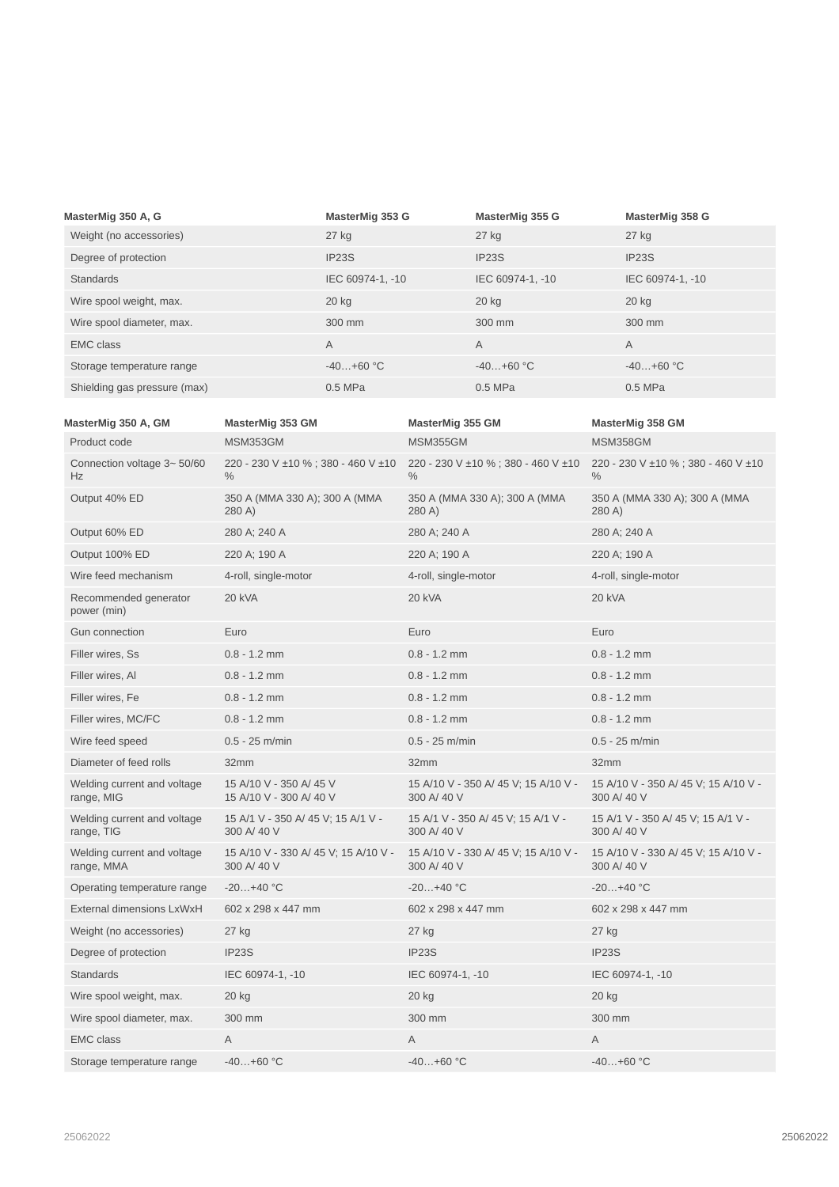| MasterMig 350 A, G | MasterMig 353 G | MasterMig 355 G | MasterMig 358 G |
|---|---|---|---|
| Weight (no accessories) | 27 kg | 27 kg | 27 kg |
| Degree of protection | IP23S | IP23S | IP23S |
| Standards | IEC 60974-1, -10 | IEC 60974-1, -10 | IEC 60974-1, -10 |
| Wire spool weight, max. | 20 kg | 20 kg | 20 kg |
| Wire spool diameter, max. | 300 mm | 300 mm | 300 mm |
| EMC class | A | A | A |
| Storage temperature range | -40…+60 °C | -40…+60 °C | -40…+60 °C |
| Shielding gas pressure (max) | 0.5 MPa | 0.5 MPa | 0.5 MPa |

| MasterMig 350 A, GM | MasterMig 353 GM | MasterMig 355 GM | MasterMig 358 GM |
|---|---|---|---|
| Product code | MSM353GM | MSM355GM | MSM358GM |
| Connection voltage 3~ 50/60 Hz | 220 - 230 V ±10 % ; 380 - 460 V ±10 % | 220 - 230 V ±10 % ; 380 - 460 V ±10 % | 220 - 230 V ±10 % ; 380 - 460 V ±10 % |
| Output 40% ED | 350 A (MMA 330 A); 300 A (MMA 280 A) | 350 A (MMA 330 A); 300 A (MMA 280 A) | 350 A (MMA 330 A); 300 A (MMA 280 A) |
| Output 60% ED | 280 A; 240 A | 280 A; 240 A | 280 A; 240 A |
| Output 100% ED | 220 A; 190 A | 220 A; 190 A | 220 A; 190 A |
| Wire feed mechanism | 4-roll, single-motor | 4-roll, single-motor | 4-roll, single-motor |
| Recommended generator power (min) | 20 kVA | 20 kVA | 20 kVA |
| Gun connection | Euro | Euro | Euro |
| Filler wires, Ss | 0.8 - 1.2 mm | 0.8 - 1.2 mm | 0.8 - 1.2 mm |
| Filler wires, Al | 0.8 - 1.2 mm | 0.8 - 1.2 mm | 0.8 - 1.2 mm |
| Filler wires, Fe | 0.8 - 1.2 mm | 0.8 - 1.2 mm | 0.8 - 1.2 mm |
| Filler wires, MC/FC | 0.8 - 1.2 mm | 0.8 - 1.2 mm | 0.8 - 1.2 mm |
| Wire feed speed | 0.5 - 25 m/min | 0.5 - 25 m/min | 0.5 - 25 m/min |
| Diameter of feed rolls | 32mm | 32mm | 32mm |
| Welding current and voltage range, MIG | 15 A/10 V - 350 A/ 45 V 15 A/10 V - 300 A/ 40 V | 15 A/10 V - 350 A/ 45 V; 15 A/10 V - 300 A/ 40 V | 15 A/10 V - 350 A/ 45 V; 15 A/10 V - 300 A/ 40 V |
| Welding current and voltage range, TIG | 15 A/1 V - 350 A/ 45 V; 15 A/1 V - 300 A/ 40 V | 15 A/1 V - 350 A/ 45 V; 15 A/1 V - 300 A/ 40 V | 15 A/1 V - 350 A/ 45 V; 15 A/1 V - 300 A/ 40 V |
| Welding current and voltage range, MMA | 15 A/10 V - 330 A/ 45 V; 15 A/10 V - 300 A/ 40 V | 15 A/10 V - 330 A/ 45 V; 15 A/10 V - 300 A/ 40 V | 15 A/10 V - 330 A/ 45 V; 15 A/10 V - 300 A/ 40 V |
| Operating temperature range | -20…+40 °C | -20…+40 °C | -20…+40 °C |
| External dimensions LxWxH | 602 x 298 x 447 mm | 602 x 298 x 447 mm | 602 x 298 x 447 mm |
| Weight (no accessories) | 27 kg | 27 kg | 27 kg |
| Degree of protection | IP23S | IP23S | IP23S |
| Standards | IEC 60974-1, -10 | IEC 60974-1, -10 | IEC 60974-1, -10 |
| Wire spool weight, max. | 20 kg | 20 kg | 20 kg |
| Wire spool diameter, max. | 300 mm | 300 mm | 300 mm |
| EMC class | A | A | A |
| Storage temperature range | -40…+60 °C | -40…+60 °C | -40…+60 °C |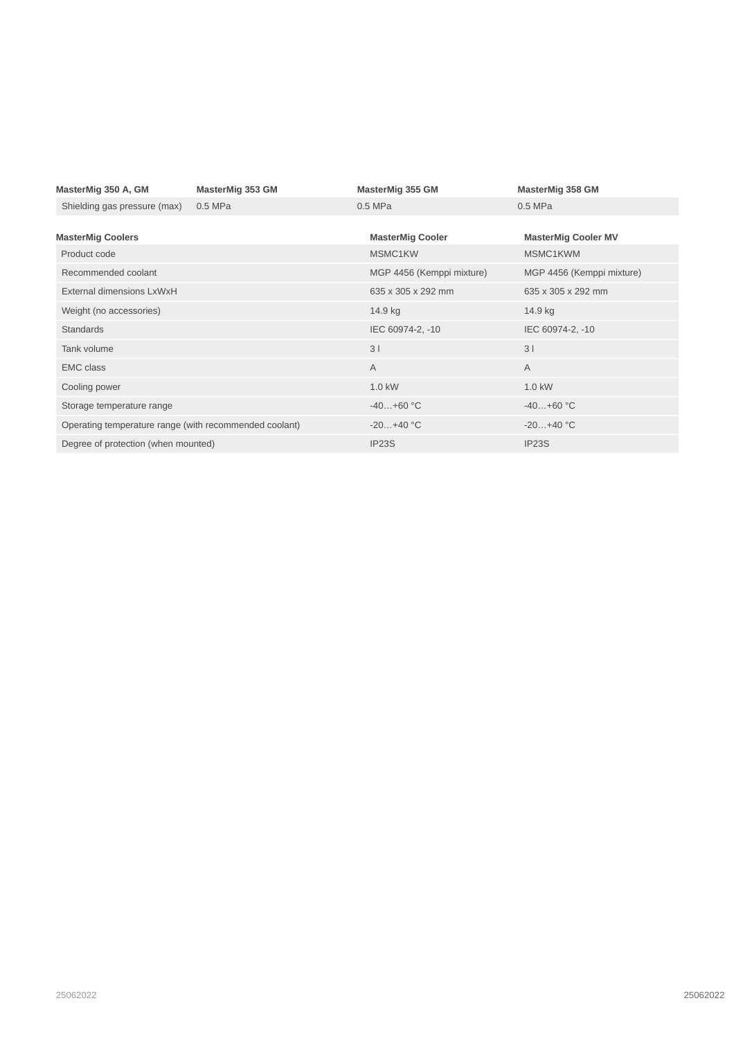| MasterMig 350 A, GM | MasterMig 353 GM | MasterMig 355 GM | MasterMig 358 GM |
|---|---|---|---|
| Shielding gas pressure (max) | 0.5 MPa | 0.5 MPa | 0.5 MPa |

| MasterMig Coolers | MasterMig Cooler | MasterMig Cooler MV |
|---|---|---|
| Product code | MSMC1KW | MSMC1KWM |
| Recommended coolant | MGP 4456 (Kemppi mixture) | MGP 4456 (Kemppi mixture) |
| External dimensions LxWxH | 635 x 305 x 292 mm | 635 x 305 x 292 mm |
| Weight (no accessories) | 14.9 kg | 14.9 kg |
| Standards | IEC 60974-2, -10 | IEC 60974-2, -10 |
| Tank volume | 3 l | 3 l |
| EMC class | A | A |
| Cooling power | 1.0 kW | 1.0 kW |
| Storage temperature range | -40…+60 °C | -40…+60 °C |
| Operating temperature range (with recommended coolant) | -20…+40 °C | -20…+40 °C |
| Degree of protection (when mounted) | IP23S | IP23S |